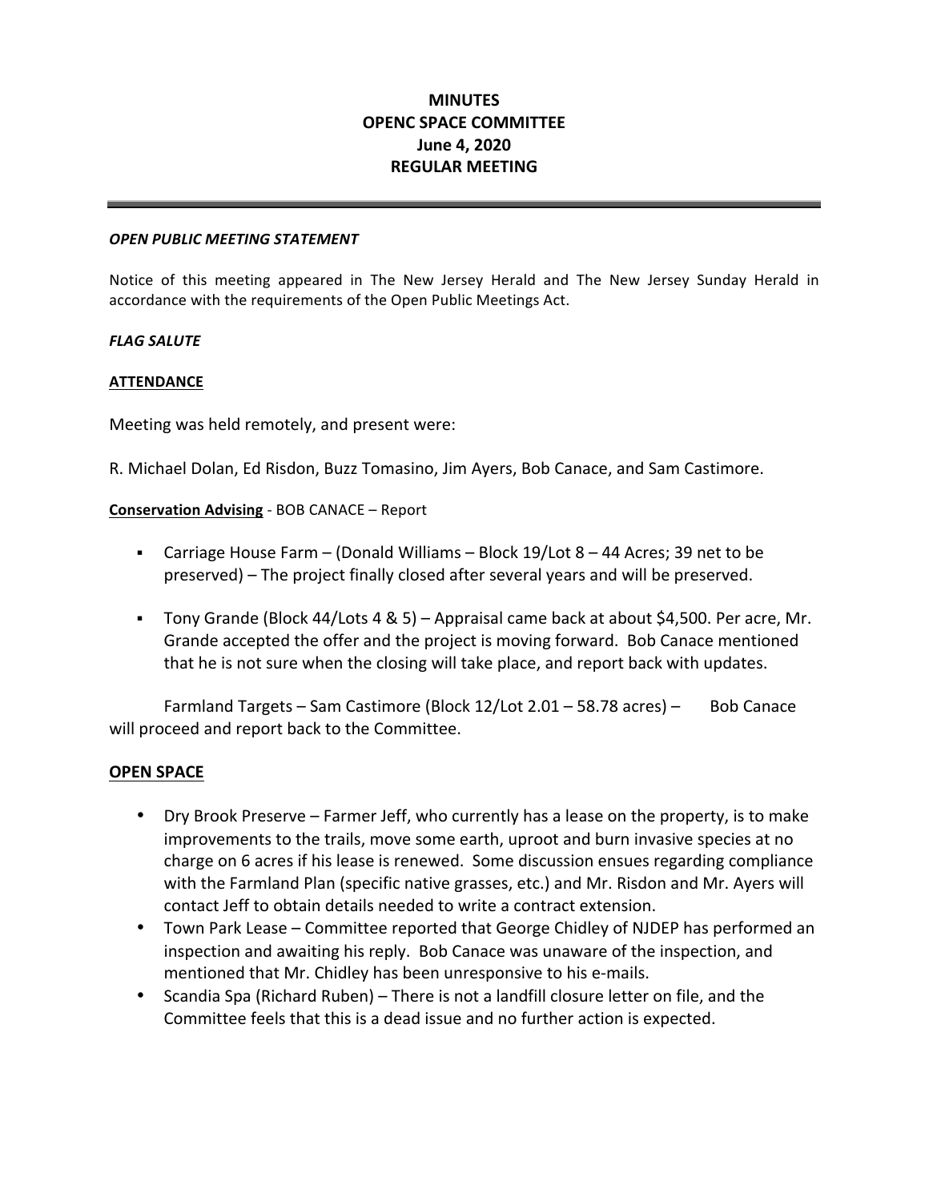# MINUTES
# OPENC SPACE COMMITTEE
## June 4, 2020
## REGULAR MEETING

---

***OPEN PUBLIC MEETING STATEMENT***

Notice of this meeting appeared in The New Jersey Herald and The New Jersey Sunday Herald in accordance with the requirements of the Open Public Meetings Act.

***FLAG SALUTE***

**ATTENDANCE**

Meeting was held remotely, and present were:

R. Michael Dolan, Ed Risdon, Buzz Tomasino, Jim Ayers, Bob Canace, and Sam Castimore.

**Conservation Advising** - BOB CANACE – Report

- Carriage House Farm – (Donald Williams – Block 19/Lot 8 – 44 Acres; 39 net to be preserved) – The project finally closed after several years and will be preserved.
- Tony Grande (Block 44/Lots 4 & 5) – Appraisal came back at about $4,500. Per acre, Mr. Grande accepted the offer and the project is moving forward. Bob Canace mentioned that he is not sure when the closing will take place, and report back with updates.

Farmland Targets – Sam Castimore (Block 12/Lot 2.01 – 58.78 acres) – Bob Canace will proceed and report back to the Committee.

**OPEN SPACE**

- Dry Brook Preserve – Farmer Jeff, who currently has a lease on the property, is to make improvements to the trails, move some earth, uproot and burn invasive species at no charge on 6 acres if his lease is renewed. Some discussion ensues regarding compliance with the Farmland Plan (specific native grasses, etc.) and Mr. Risdon and Mr. Ayers will contact Jeff to obtain details needed to write a contract extension.
- Town Park Lease – Committee reported that George Chidley of NJDEP has performed an inspection and awaiting his reply. Bob Canace was unaware of the inspection, and mentioned that Mr. Chidley has been unresponsive to his e-mails.
- Scandia Spa (Richard Ruben) – There is not a landfill closure letter on file, and the Committee feels that this is a dead issue and no further action is expected.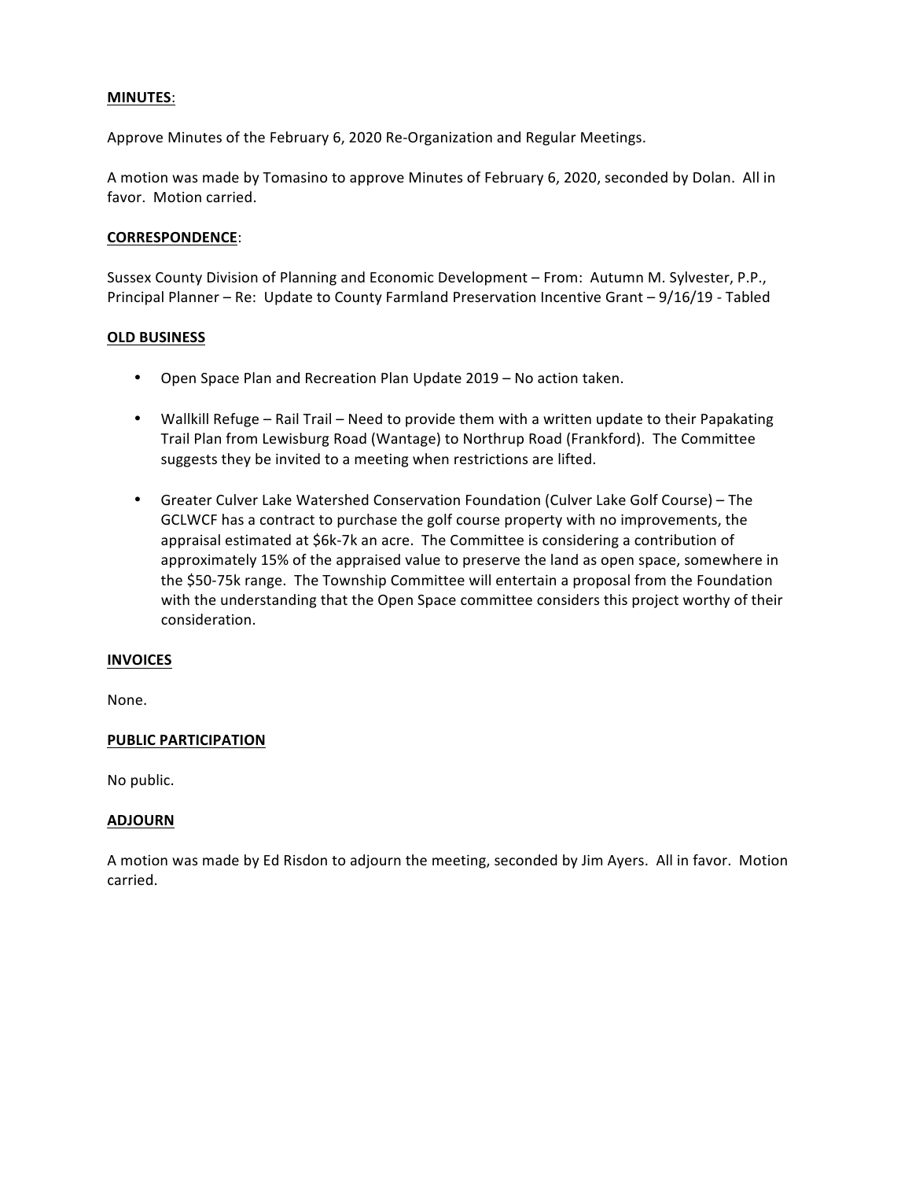**MINUTES**:

Approve Minutes of the February 6, 2020 Re-Organization and Regular Meetings.

A motion was made by Tomasino to approve Minutes of February 6, 2020, seconded by Dolan. All in favor. Motion carried.

**CORRESPONDENCE**:

Sussex County Division of Planning and Economic Development – From: Autumn M. Sylvester, P.P., Principal Planner – Re: Update to County Farmland Preservation Incentive Grant – 9/16/19 - Tabled

**OLD BUSINESS**

- Open Space Plan and Recreation Plan Update 2019 – No action taken.
- Wallkill Refuge – Rail Trail – Need to provide them with a written update to their Papakating Trail Plan from Lewisburg Road (Wantage) to Northrup Road (Frankford). The Committee suggests they be invited to a meeting when restrictions are lifted.
- Greater Culver Lake Watershed Conservation Foundation (Culver Lake Golf Course) – The GCLWCF has a contract to purchase the golf course property with no improvements, the appraisal estimated at $6k-7k an acre. The Committee is considering a contribution of approximately 15% of the appraised value to preserve the land as open space, somewhere in the $50-75k range. The Township Committee will entertain a proposal from the Foundation with the understanding that the Open Space committee considers this project worthy of their consideration.

**INVOICES**

None.

**PUBLIC PARTICIPATION**

No public.

**ADJOURN**

A motion was made by Ed Risdon to adjourn the meeting, seconded by Jim Ayers. All in favor. Motion carried.